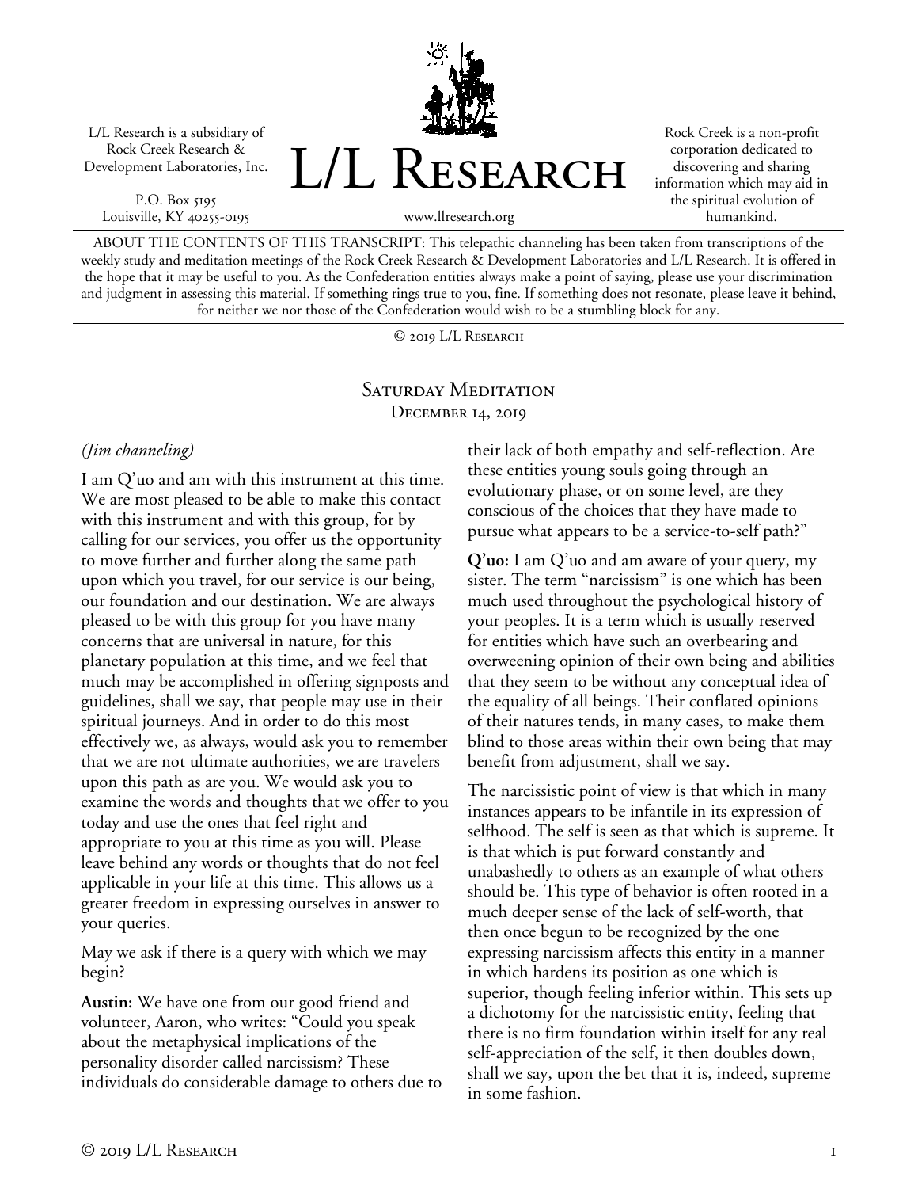L/L Research is a subsidiary of Rock Creek Research & Development Laboratories, Inc.

P.O. Box 5195
Louisville, KY 40255-0195

# L/L Research

www.llresearch.org

Rock Creek is a non-profit corporation dedicated to discovering and sharing information which may aid in the spiritual evolution of humankind.

ABOUT THE CONTENTS OF THIS TRANSCRIPT: This telepathic channeling has been taken from transcriptions of the weekly study and meditation meetings of the Rock Creek Research & Development Laboratories and L/L Research. It is offered in the hope that it may be useful to you. As the Confederation entities always make a point of saying, please use your discrimination and judgment in assessing this material. If something rings true to you, fine. If something does not resonate, please leave it behind, for neither we nor those of the Confederation would wish to be a stumbling block for any.

© 2019 L/L Research

## Saturday Meditation
### December 14, 2019

*(Jim channeling)*

I am Q'uo and am with this instrument at this time. We are most pleased to be able to make this contact with this instrument and with this group, for by calling for our services, you offer us the opportunity to move further and further along the same path upon which you travel, for our service is our being, our foundation and our destination. We are always pleased to be with this group for you have many concerns that are universal in nature, for this planetary population at this time, and we feel that much may be accomplished in offering signposts and guidelines, shall we say, that people may use in their spiritual journeys. And in order to do this most effectively we, as always, would ask you to remember that we are not ultimate authorities, we are travelers upon this path as are you. We would ask you to examine the words and thoughts that we offer to you today and use the ones that feel right and appropriate to you at this time as you will. Please leave behind any words or thoughts that do not feel applicable in your life at this time. This allows us a greater freedom in expressing ourselves in answer to your queries.

May we ask if there is a query with which we may begin?

**Austin:** We have one from our good friend and volunteer, Aaron, who writes: "Could you speak about the metaphysical implications of the personality disorder called narcissism? These individuals do considerable damage to others due to their lack of both empathy and self-reflection. Are these entities young souls going through an evolutionary phase, or on some level, are they conscious of the choices that they have made to pursue what appears to be a service-to-self path?"

**Q'uo:** I am Q'uo and am aware of your query, my sister. The term "narcissism" is one which has been much used throughout the psychological history of your peoples. It is a term which is usually reserved for entities which have such an overbearing and overweening opinion of their own being and abilities that they seem to be without any conceptual idea of the equality of all beings. Their conflated opinions of their natures tends, in many cases, to make them blind to those areas within their own being that may benefit from adjustment, shall we say.

The narcissistic point of view is that which in many instances appears to be infantile in its expression of selfhood. The self is seen as that which is supreme. It is that which is put forward constantly and unabashedly to others as an example of what others should be. This type of behavior is often rooted in a much deeper sense of the lack of self-worth, that then once begun to be recognized by the one expressing narcissism affects this entity in a manner in which hardens its position as one which is superior, though feeling inferior within. This sets up a dichotomy for the narcissistic entity, feeling that there is no firm foundation within itself for any real self-appreciation of the self, it then doubles down, shall we say, upon the bet that it is, indeed, supreme in some fashion.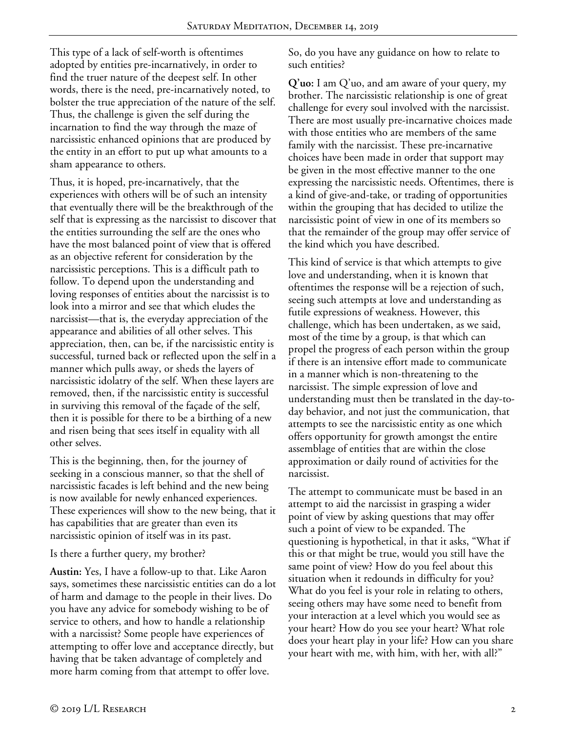This type of a lack of self-worth is oftentimes adopted by entities pre-incarnatively, in order to find the truer nature of the deepest self. In other words, there is the need, pre-incarnatively noted, to bolster the true appreciation of the nature of the self. Thus, the challenge is given the self during the incarnation to find the way through the maze of narcissistic enhanced opinions that are produced by the entity in an effort to put up what amounts to a sham appearance to others.

Thus, it is hoped, pre-incarnatively, that the experiences with others will be of such an intensity that eventually there will be the breakthrough of the self that is expressing as the narcissist to discover that the entities surrounding the self are the ones who have the most balanced point of view that is offered as an objective referent for consideration by the narcissistic perceptions. This is a difficult path to follow. To depend upon the understanding and loving responses of entities about the narcissist is to look into a mirror and see that which eludes the narcissist—that is, the everyday appreciation of the appearance and abilities of all other selves. This appreciation, then, can be, if the narcissistic entity is successful, turned back or reflected upon the self in a manner which pulls away, or sheds the layers of narcissistic idolatry of the self. When these layers are removed, then, if the narcissistic entity is successful in surviving this removal of the façade of the self, then it is possible for there to be a birthing of a new and risen being that sees itself in equality with all other selves.

This is the beginning, then, for the journey of seeking in a conscious manner, so that the shell of narcissistic facades is left behind and the new being is now available for newly enhanced experiences. These experiences will show to the new being, that it has capabilities that are greater than even its narcissistic opinion of itself was in its past.

Is there a further query, my brother?

**Austin:** Yes, I have a follow-up to that. Like Aaron says, sometimes these narcissistic entities can do a lot of harm and damage to the people in their lives. Do you have any advice for somebody wishing to be of service to others, and how to handle a relationship with a narcissist? Some people have experiences of attempting to offer love and acceptance directly, but having that be taken advantage of completely and more harm coming from that attempt to offer love. So, do you have any guidance on how to relate to such entities?

**Q'uo:** I am Q'uo, and am aware of your query, my brother. The narcissistic relationship is one of great challenge for every soul involved with the narcissist. There are most usually pre-incarnative choices made with those entities who are members of the same family with the narcissist. These pre-incarnative choices have been made in order that support may be given in the most effective manner to the one expressing the narcissistic needs. Oftentimes, there is a kind of give-and-take, or trading of opportunities within the grouping that has decided to utilize the narcissistic point of view in one of its members so that the remainder of the group may offer service of the kind which you have described.

This kind of service is that which attempts to give love and understanding, when it is known that oftentimes the response will be a rejection of such, seeing such attempts at love and understanding as futile expressions of weakness. However, this challenge, which has been undertaken, as we said, most of the time by a group, is that which can propel the progress of each person within the group if there is an intensive effort made to communicate in a manner which is non-threatening to the narcissist. The simple expression of love and understanding must then be translated in the day-to-day behavior, and not just the communication, that attempts to see the narcissistic entity as one which offers opportunity for growth amongst the entire assemblage of entities that are within the close approximation or daily round of activities for the narcissist.

The attempt to communicate must be based in an attempt to aid the narcissist in grasping a wider point of view by asking questions that may offer such a point of view to be expanded. The questioning is hypothetical, in that it asks, "What if this or that might be true, would you still have the same point of view? How do you feel about this situation when it redounds in difficulty for you? What do you feel is your role in relating to others, seeing others may have some need to benefit from your interaction at a level which you would see as your heart? How do you see your heart? What role does your heart play in your life? How can you share your heart with me, with him, with her, with all?"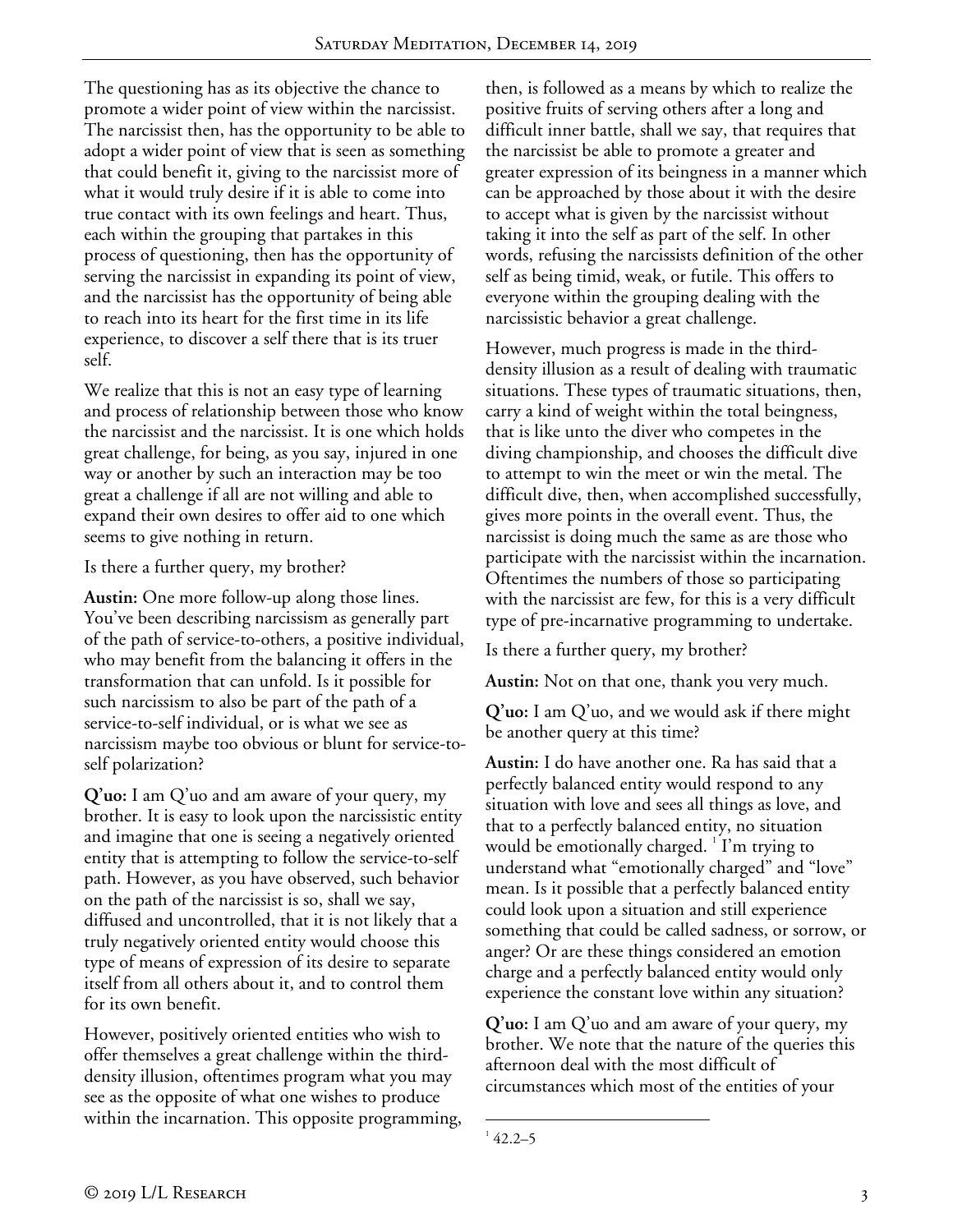The questioning has as its objective the chance to promote a wider point of view within the narcissist. The narcissist then, has the opportunity to be able to adopt a wider point of view that is seen as something that could benefit it, giving to the narcissist more of what it would truly desire if it is able to come into true contact with its own feelings and heart. Thus, each within the grouping that partakes in this process of questioning, then has the opportunity of serving the narcissist in expanding its point of view, and the narcissist has the opportunity of being able to reach into its heart for the first time in its life experience, to discover a self there that is its truer self.

We realize that this is not an easy type of learning and process of relationship between those who know the narcissist and the narcissist. It is one which holds great challenge, for being, as you say, injured in one way or another by such an interaction may be too great a challenge if all are not willing and able to expand their own desires to offer aid to one which seems to give nothing in return.

Is there a further query, my brother?

**Austin:** One more follow-up along those lines. You've been describing narcissism as generally part of the path of service-to-others, a positive individual, who may benefit from the balancing it offers in the transformation that can unfold. Is it possible for such narcissism to also be part of the path of a service-to-self individual, or is what we see as narcissism maybe too obvious or blunt for service-to-self polarization?

**Q'uo:** I am Q'uo and am aware of your query, my brother. It is easy to look upon the narcissistic entity and imagine that one is seeing a negatively oriented entity that is attempting to follow the service-to-self path. However, as you have observed, such behavior on the path of the narcissist is so, shall we say, diffused and uncontrolled, that it is not likely that a truly negatively oriented entity would choose this type of means of expression of its desire to separate itself from all others about it, and to control them for its own benefit.

However, positively oriented entities who wish to offer themselves a great challenge within the third-density illusion, oftentimes program what you may see as the opposite of what one wishes to produce within the incarnation. This opposite programming, then, is followed as a means by which to realize the positive fruits of serving others after a long and difficult inner battle, shall we say, that requires that the narcissist be able to promote a greater and greater expression of its beingness in a manner which can be approached by those about it with the desire to accept what is given by the narcissist without taking it into the self as part of the self. In other words, refusing the narcissists definition of the other self as being timid, weak, or futile. This offers to everyone within the grouping dealing with the narcissistic behavior a great challenge.

However, much progress is made in the third-density illusion as a result of dealing with traumatic situations. These types of traumatic situations, then, carry a kind of weight within the total beingness, that is like unto the diver who competes in the diving championship, and chooses the difficult dive to attempt to win the meet or win the metal. The difficult dive, then, when accomplished successfully, gives more points in the overall event. Thus, the narcissist is doing much the same as are those who participate with the narcissist within the incarnation. Oftentimes the numbers of those so participating with the narcissist are few, for this is a very difficult type of pre-incarnative programming to undertake.

Is there a further query, my brother?

**Austin:** Not on that one, thank you very much.

**Q'uo:** I am Q'uo, and we would ask if there might be another query at this time?

**Austin:** I do have another one. Ra has said that a perfectly balanced entity would respond to any situation with love and sees all things as love, and that to a perfectly balanced entity, no situation would be emotionally charged.[1] I'm trying to understand what "emotionally charged" and "love" mean. Is it possible that a perfectly balanced entity could look upon a situation and still experience something that could be called sadness, or sorrow, or anger? Or are these things considered an emotion charge and a perfectly balanced entity would only experience the constant love within any situation?

**Q'uo:** I am Q'uo and am aware of your query, my brother. We note that the nature of the queries this afternoon deal with the most difficult of circumstances which most of the entities of your

[1] 42.2–5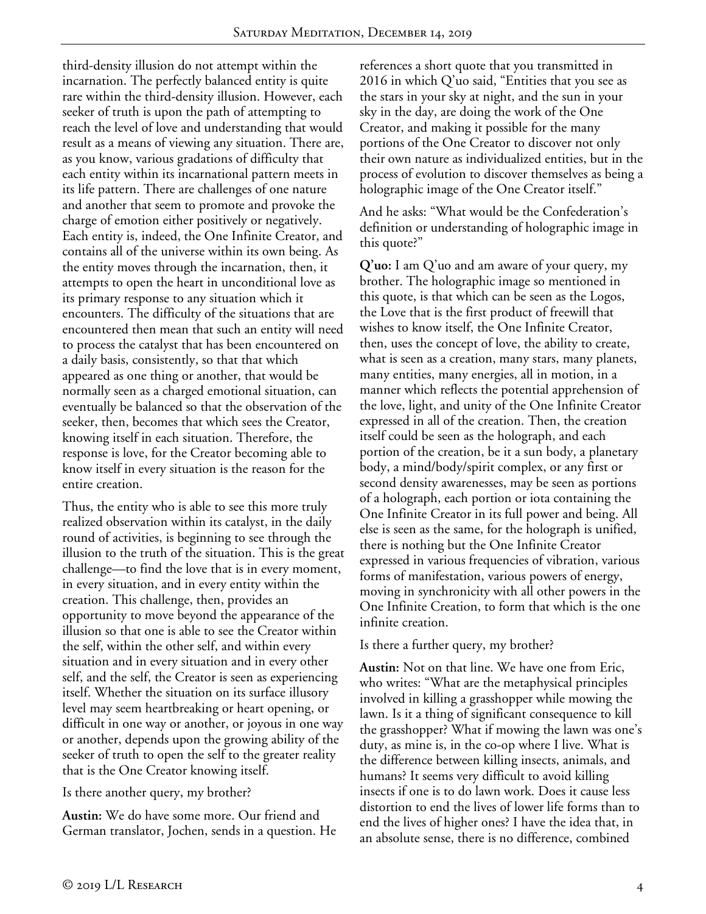third-density illusion do not attempt within the incarnation. The perfectly balanced entity is quite rare within the third-density illusion. However, each seeker of truth is upon the path of attempting to reach the level of love and understanding that would result as a means of viewing any situation. There are, as you know, various gradations of difficulty that each entity within its incarnational pattern meets in its life pattern. There are challenges of one nature and another that seem to promote and provoke the charge of emotion either positively or negatively. Each entity is, indeed, the One Infinite Creator, and contains all of the universe within its own being. As the entity moves through the incarnation, then, it attempts to open the heart in unconditional love as its primary response to any situation which it encounters. The difficulty of the situations that are encountered then mean that such an entity will need to process the catalyst that has been encountered on a daily basis, consistently, so that that which appeared as one thing or another, that would be normally seen as a charged emotional situation, can eventually be balanced so that the observation of the seeker, then, becomes that which sees the Creator, knowing itself in each situation. Therefore, the response is love, for the Creator becoming able to know itself in every situation is the reason for the entire creation.

Thus, the entity who is able to see this more truly realized observation within its catalyst, in the daily round of activities, is beginning to see through the illusion to the truth of the situation. This is the great challenge—to find the love that is in every moment, in every situation, and in every entity within the creation. This challenge, then, provides an opportunity to move beyond the appearance of the illusion so that one is able to see the Creator within the self, within the other self, and within every situation and in every situation and in every other self, and the self, the Creator is seen as experiencing itself. Whether the situation on its surface illusory level may seem heartbreaking or heart opening, or difficult in one way or another, or joyous in one way or another, depends upon the growing ability of the seeker of truth to open the self to the greater reality that is the One Creator knowing itself.

Is there another query, my brother?

**Austin:** We do have some more. Our friend and German translator, Jochen, sends in a question. He references a short quote that you transmitted in 2016 in which Q'uo said, "Entities that you see as the stars in your sky at night, and the sun in your sky in the day, are doing the work of the One Creator, and making it possible for the many portions of the One Creator to discover not only their own nature as individualized entities, but in the process of evolution to discover themselves as being a holographic image of the One Creator itself."

And he asks: "What would be the Confederation's definition or understanding of holographic image in this quote?"

**Q'uo:** I am Q'uo and am aware of your query, my brother. The holographic image so mentioned in this quote, is that which can be seen as the Logos, the Love that is the first product of freewill that wishes to know itself, the One Infinite Creator, then, uses the concept of love, the ability to create, what is seen as a creation, many stars, many planets, many entities, many energies, all in motion, in a manner which reflects the potential apprehension of the love, light, and unity of the One Infinite Creator expressed in all of the creation. Then, the creation itself could be seen as the holograph, and each portion of the creation, be it a sun body, a planetary body, a mind/body/spirit complex, or any first or second density awarenesses, may be seen as portions of a holograph, each portion or iota containing the One Infinite Creator in its full power and being. All else is seen as the same, for the holograph is unified, there is nothing but the One Infinite Creator expressed in various frequencies of vibration, various forms of manifestation, various powers of energy, moving in synchronicity with all other powers in the One Infinite Creation, to form that which is the one infinite creation.

Is there a further query, my brother?

**Austin:** Not on that line. We have one from Eric, who writes: "What are the metaphysical principles involved in killing a grasshopper while mowing the lawn. Is it a thing of significant consequence to kill the grasshopper? What if mowing the lawn was one's duty, as mine is, in the co-op where I live. What is the difference between killing insects, animals, and humans? It seems very difficult to avoid killing insects if one is to do lawn work. Does it cause less distortion to end the lives of lower life forms than to end the lives of higher ones? I have the idea that, in an absolute sense, there is no difference, combined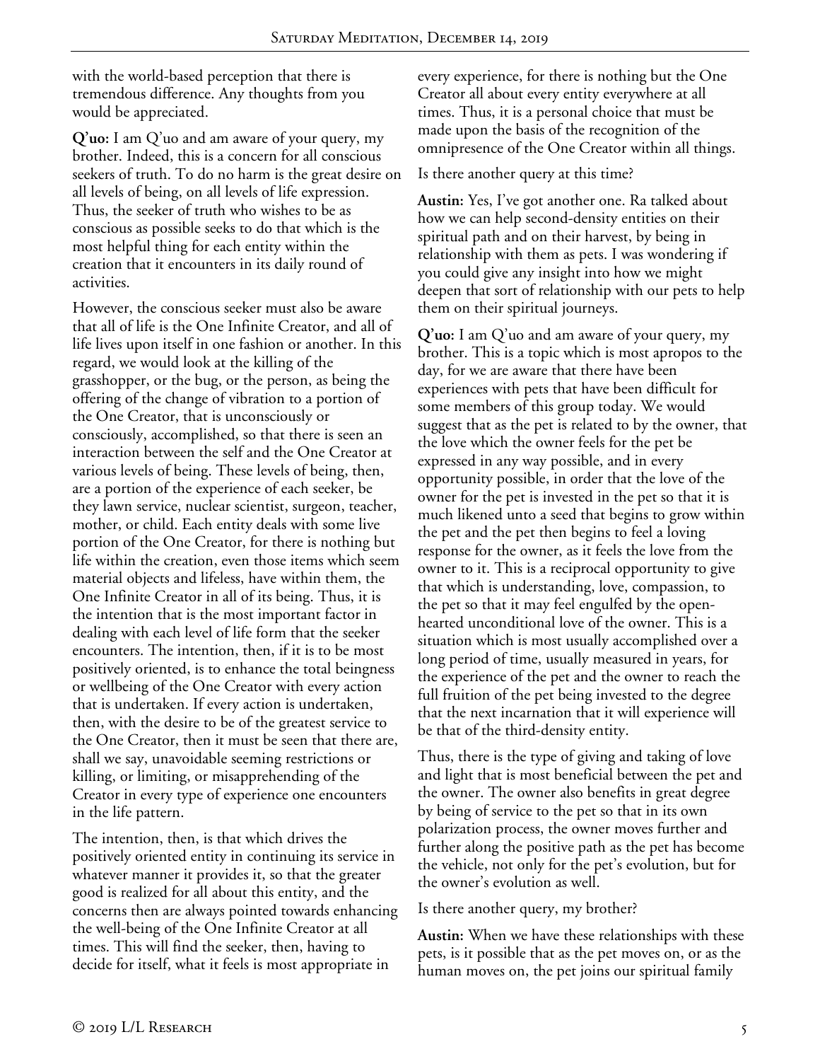with the world-based perception that there is tremendous difference. Any thoughts from you would be appreciated.

**Q'uo:** I am Q'uo and am aware of your query, my brother. Indeed, this is a concern for all conscious seekers of truth. To do no harm is the great desire on all levels of being, on all levels of life expression. Thus, the seeker of truth who wishes to be as conscious as possible seeks to do that which is the most helpful thing for each entity within the creation that it encounters in its daily round of activities.

However, the conscious seeker must also be aware that all of life is the One Infinite Creator, and all of life lives upon itself in one fashion or another. In this regard, we would look at the killing of the grasshopper, or the bug, or the person, as being the offering of the change of vibration to a portion of the One Creator, that is unconsciously or consciously, accomplished, so that there is seen an interaction between the self and the One Creator at various levels of being. These levels of being, then, are a portion of the experience of each seeker, be they lawn service, nuclear scientist, surgeon, teacher, mother, or child. Each entity deals with some live portion of the One Creator, for there is nothing but life within the creation, even those items which seem material objects and lifeless, have within them, the One Infinite Creator in all of its being. Thus, it is the intention that is the most important factor in dealing with each level of life form that the seeker encounters. The intention, then, if it is to be most positively oriented, is to enhance the total beingness or wellbeing of the One Creator with every action that is undertaken. If every action is undertaken, then, with the desire to be of the greatest service to the One Creator, then it must be seen that there are, shall we say, unavoidable seeming restrictions or killing, or limiting, or misapprehending of the Creator in every type of experience one encounters in the life pattern.

The intention, then, is that which drives the positively oriented entity in continuing its service in whatever manner it provides it, so that the greater good is realized for all about this entity, and the concerns then are always pointed towards enhancing the well-being of the One Infinite Creator at all times. This will find the seeker, then, having to decide for itself, what it feels is most appropriate in every experience, for there is nothing but the One Creator all about every entity everywhere at all times. Thus, it is a personal choice that must be made upon the basis of the recognition of the omnipresence of the One Creator within all things.

Is there another query at this time?

**Austin:** Yes, I've got another one. Ra talked about how we can help second-density entities on their spiritual path and on their harvest, by being in relationship with them as pets. I was wondering if you could give any insight into how we might deepen that sort of relationship with our pets to help them on their spiritual journeys.

**Q'uo:** I am Q'uo and am aware of your query, my brother. This is a topic which is most apropos to the day, for we are aware that there have been experiences with pets that have been difficult for some members of this group today. We would suggest that as the pet is related to by the owner, that the love which the owner feels for the pet be expressed in any way possible, and in every opportunity possible, in order that the love of the owner for the pet is invested in the pet so that it is much likened unto a seed that begins to grow within the pet and the pet then begins to feel a loving response for the owner, as it feels the love from the owner to it. This is a reciprocal opportunity to give that which is understanding, love, compassion, to the pet so that it may feel engulfed by the open-hearted unconditional love of the owner. This is a situation which is most usually accomplished over a long period of time, usually measured in years, for the experience of the pet and the owner to reach the full fruition of the pet being invested to the degree that the next incarnation that it will experience will be that of the third-density entity.

Thus, there is the type of giving and taking of love and light that is most beneficial between the pet and the owner. The owner also benefits in great degree by being of service to the pet so that in its own polarization process, the owner moves further and further along the positive path as the pet has become the vehicle, not only for the pet's evolution, but for the owner's evolution as well.

Is there another query, my brother?

**Austin:** When we have these relationships with these pets, is it possible that as the pet moves on, or as the human moves on, the pet joins our spiritual family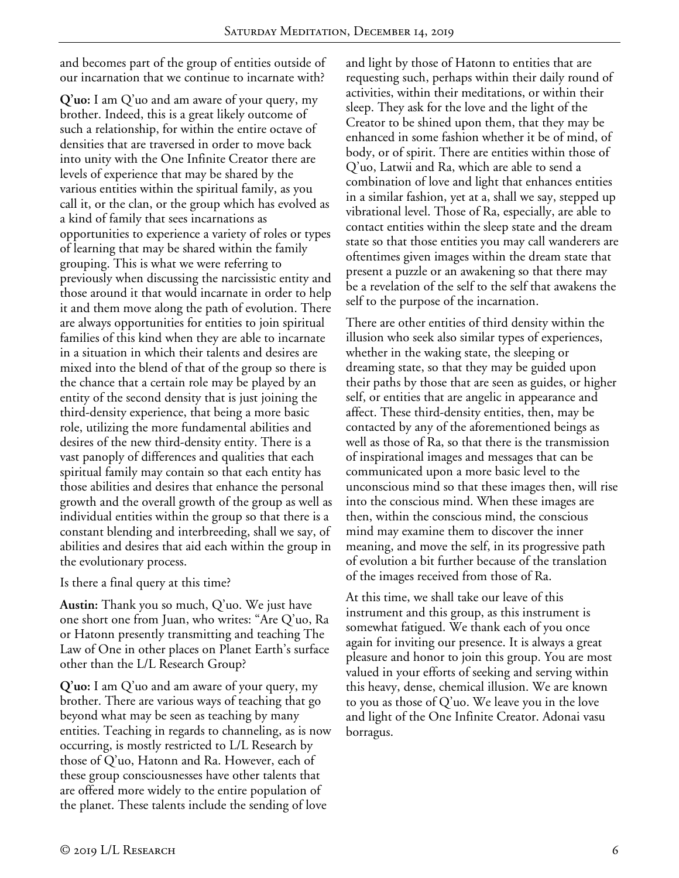and becomes part of the group of entities outside of our incarnation that we continue to incarnate with?

**Q'uo:** I am Q'uo and am aware of your query, my brother. Indeed, this is a great likely outcome of such a relationship, for within the entire octave of densities that are traversed in order to move back into unity with the One Infinite Creator there are levels of experience that may be shared by the various entities within the spiritual family, as you call it, or the clan, or the group which has evolved as a kind of family that sees incarnations as opportunities to experience a variety of roles or types of learning that may be shared within the family grouping. This is what we were referring to previously when discussing the narcissistic entity and those around it that would incarnate in order to help it and them move along the path of evolution. There are always opportunities for entities to join spiritual families of this kind when they are able to incarnate in a situation in which their talents and desires are mixed into the blend of that of the group so there is the chance that a certain role may be played by an entity of the second density that is just joining the third-density experience, that being a more basic role, utilizing the more fundamental abilities and desires of the new third-density entity. There is a vast panoply of differences and qualities that each spiritual family may contain so that each entity has those abilities and desires that enhance the personal growth and the overall growth of the group as well as individual entities within the group so that there is a constant blending and interbreeding, shall we say, of abilities and desires that aid each within the group in the evolutionary process.

Is there a final query at this time?

**Austin:** Thank you so much, Q'uo. We just have one short one from Juan, who writes: "Are Q'uo, Ra or Hatonn presently transmitting and teaching The Law of One in other places on Planet Earth's surface other than the L/L Research Group?

**Q'uo:** I am Q'uo and am aware of your query, my brother. There are various ways of teaching that go beyond what may be seen as teaching by many entities. Teaching in regards to channeling, as is now occurring, is mostly restricted to L/L Research by those of Q'uo, Hatonn and Ra. However, each of these group consciousnesses have other talents that are offered more widely to the entire population of the planet. These talents include the sending of love and light by those of Hatonn to entities that are requesting such, perhaps within their daily round of activities, within their meditations, or within their sleep. They ask for the love and the light of the Creator to be shined upon them, that they may be enhanced in some fashion whether it be of mind, of body, or of spirit. There are entities within those of Q'uo, Latwii and Ra, which are able to send a combination of love and light that enhances entities in a similar fashion, yet at a, shall we say, stepped up vibrational level. Those of Ra, especially, are able to contact entities within the sleep state and the dream state so that those entities you may call wanderers are oftentimes given images within the dream state that present a puzzle or an awakening so that there may be a revelation of the self to the self that awakens the self to the purpose of the incarnation.

There are other entities of third density within the illusion who seek also similar types of experiences, whether in the waking state, the sleeping or dreaming state, so that they may be guided upon their paths by those that are seen as guides, or higher self, or entities that are angelic in appearance and affect. These third-density entities, then, may be contacted by any of the aforementioned beings as well as those of Ra, so that there is the transmission of inspirational images and messages that can be communicated upon a more basic level to the unconscious mind so that these images then, will rise into the conscious mind. When these images are then, within the conscious mind, the conscious mind may examine them to discover the inner meaning, and move the self, in its progressive path of evolution a bit further because of the translation of the images received from those of Ra.

At this time, we shall take our leave of this instrument and this group, as this instrument is somewhat fatigued. We thank each of you once again for inviting our presence. It is always a great pleasure and honor to join this group. You are most valued in your efforts of seeking and serving within this heavy, dense, chemical illusion. We are known to you as those of Q'uo. We leave you in the love and light of the One Infinite Creator. Adonai vasu borragus.